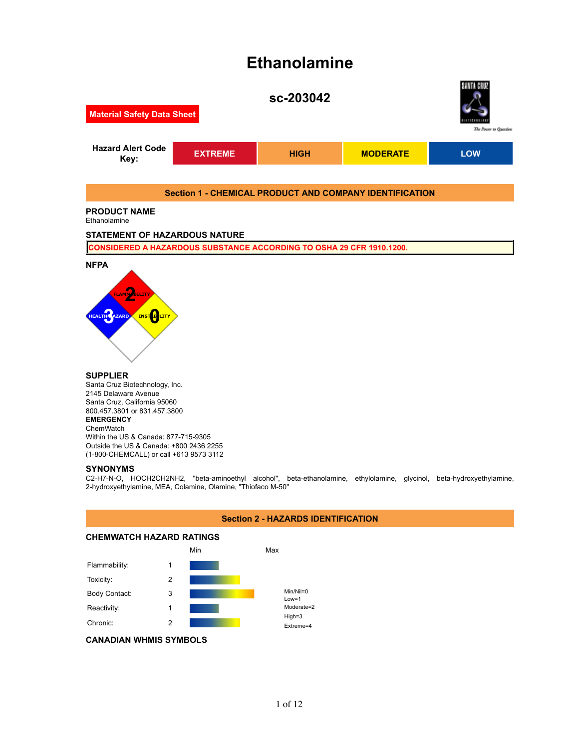# Ethanolamine

## sc-203042

**Material Safety Data Sheet**

| Hazard Alert Code Key: | EXTREME | HIGH | MODERATE | LOW |
|---|---|---|---|---|

## Section 1 - CHEMICAL PRODUCT AND COMPANY IDENTIFICATION

### PRODUCT NAME

Ethanolamine

### STATEMENT OF HAZARDOUS NATURE

CONSIDERED A HAZARDOUS SUBSTANCE ACCORDING TO OSHA 29 CFR 1910.1200.

### NFPA

FLAMMABILITY 2
HEALTH HAZARD 3
INSTABILITY 0

### SUPPLIER

Santa Cruz Biotechnology, Inc.
2145 Delaware Avenue
Santa Cruz, California 95060
800.457.3801 or 831.457.3800

**EMERGENCY**

ChemWatch
Within the US & Canada: 877-715-9305
Outside the US & Canada: +800 2436 2255
(1-800-CHEMCALL) or call +613 9573 3112

### SYNONYMS

C2-H7-N-O, HOCH2CH2NH2, "beta-aminoethyl alcohol", beta-ethanolamine, ethylolamine, glycinol, beta-hydroxyethylamine, 2-hydroxyethylamine, MEA, Colamine, Olamine, "Thiofaco M-50"

## Section 2 - HAZARDS IDENTIFICATION

### CHEMWATCH HAZARD RATINGS

| | | Min | Max |
|---|---|---|---|
| Flammability: | 1 | | |
| Toxicity: | 2 | | |
| Body Contact: | 3 | | |
| Reactivity: | 1 | | |
| Chronic: | 2 | | |

Min/Nil=0
Low=1
Moderate=2
High=3
Extreme=4

### CANADIAN WHMIS SYMBOLS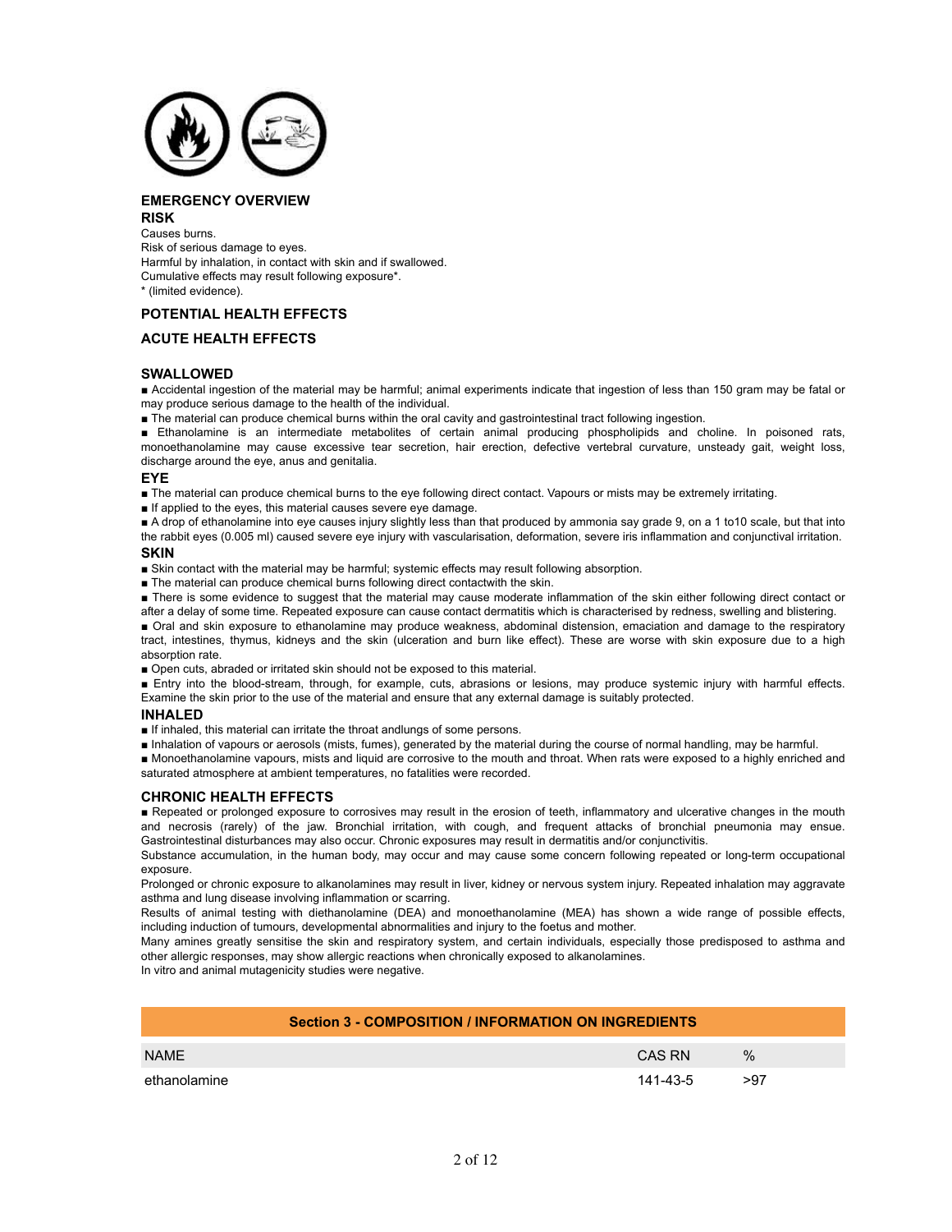## EMERGENCY OVERVIEW

### RISK

Causes burns.
Risk of serious damage to eyes.
Harmful by inhalation, in contact with skin and if swallowed.
Cumulative effects may result following exposure*.
* (limited evidence).

## POTENTIAL HEALTH EFFECTS

## ACUTE HEALTH EFFECTS

### SWALLOWED

- Accidental ingestion of the material may be harmful; animal experiments indicate that ingestion of less than 150 gram may be fatal or may produce serious damage to the health of the individual.
- The material can produce chemical burns within the oral cavity and gastrointestinal tract following ingestion.
- Ethanolamine is an intermediate metabolites of certain animal producing phospholipids and choline. In poisoned rats, monoethanolamine may cause excessive tear secretion, hair erection, defective vertebral curvature, unsteady gait, weight loss, discharge around the eye, anus and genitalia.

### EYE

- The material can produce chemical burns to the eye following direct contact. Vapours or mists may be extremely irritating.
- If applied to the eyes, this material causes severe eye damage.
- A drop of ethanolamine into eye causes injury slightly less than that produced by ammonia say grade 9, on a 1 to10 scale, but that into the rabbit eyes (0.005 ml) caused severe eye injury with vascularisation, deformation, severe iris inflammation and conjunctival irritation.

### SKIN

- Skin contact with the material may be harmful; systemic effects may result following absorption.
- The material can produce chemical burns following direct contactwith the skin.
- There is some evidence to suggest that the material may cause moderate inflammation of the skin either following direct contact or after a delay of some time. Repeated exposure can cause contact dermatitis which is characterised by redness, swelling and blistering.
- Oral and skin exposure to ethanolamine may produce weakness, abdominal distension, emaciation and damage to the respiratory tract, intestines, thymus, kidneys and the skin (ulceration and burn like effect). These are worse with skin exposure due to a high absorption rate.
- Open cuts, abraded or irritated skin should not be exposed to this material.
- Entry into the blood-stream, through, for example, cuts, abrasions or lesions, may produce systemic injury with harmful effects. Examine the skin prior to the use of the material and ensure that any external damage is suitably protected.

### INHALED

- If inhaled, this material can irritate the throat andlungs of some persons.
- Inhalation of vapours or aerosols (mists, fumes), generated by the material during the course of normal handling, may be harmful.
- Monoethanolamine vapours, mists and liquid are corrosive to the mouth and throat. When rats were exposed to a highly enriched and saturated atmosphere at ambient temperatures, no fatalities were recorded.

## CHRONIC HEALTH EFFECTS

- Repeated or prolonged exposure to corrosives may result in the erosion of teeth, inflammatory and ulcerative changes in the mouth and necrosis (rarely) of the jaw. Bronchial irritation, with cough, and frequent attacks of bronchial pneumonia may ensue. Gastrointestinal disturbances may also occur. Chronic exposures may result in dermatitis and/or conjunctivitis.

Substance accumulation, in the human body, may occur and may cause some concern following repeated or long-term occupational exposure.

Prolonged or chronic exposure to alkanolamines may result in liver, kidney or nervous system injury. Repeated inhalation may aggravate asthma and lung disease involving inflammation or scarring.

Results of animal testing with diethanolamine (DEA) and monoethanolamine (MEA) has shown a wide range of possible effects, including induction of tumours, developmental abnormalities and injury to the foetus and mother.

Many amines greatly sensitise the skin and respiratory system, and certain individuals, especially those predisposed to asthma and other allergic responses, may show allergic reactions when chronically exposed to alkanolamines.

In vitro and animal mutagenicity studies were negative.

## Section 3 - COMPOSITION / INFORMATION ON INGREDIENTS

| NAME | CAS RN | % |
|---|---|---|
| ethanolamine | 141-43-5 | >97 |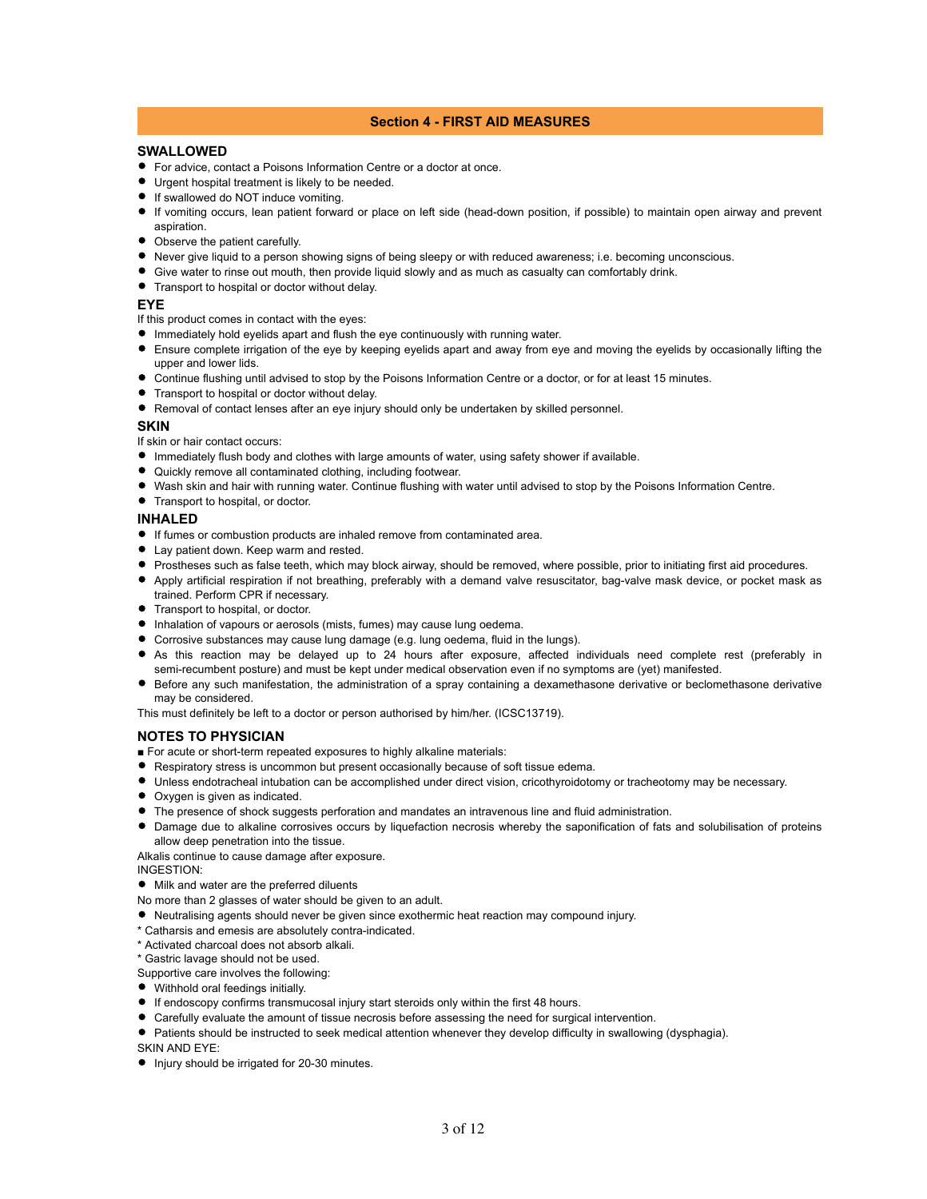## Section 4 - FIRST AID MEASURES

### SWALLOWED

- For advice, contact a Poisons Information Centre or a doctor at once.
- Urgent hospital treatment is likely to be needed.
- If swallowed do NOT induce vomiting.
- If vomiting occurs, lean patient forward or place on left side (head-down position, if possible) to maintain open airway and prevent aspiration.
- Observe the patient carefully.
- Never give liquid to a person showing signs of being sleepy or with reduced awareness; i.e. becoming unconscious.
- Give water to rinse out mouth, then provide liquid slowly and as much as casualty can comfortably drink.
- Transport to hospital or doctor without delay.

### EYE

If this product comes in contact with the eyes:

- Immediately hold eyelids apart and flush the eye continuously with running water.
- Ensure complete irrigation of the eye by keeping eyelids apart and away from eye and moving the eyelids by occasionally lifting the upper and lower lids.
- Continue flushing until advised to stop by the Poisons Information Centre or a doctor, or for at least 15 minutes.
- Transport to hospital or doctor without delay.
- Removal of contact lenses after an eye injury should only be undertaken by skilled personnel.

### SKIN

If skin or hair contact occurs:

- Immediately flush body and clothes with large amounts of water, using safety shower if available.
- Quickly remove all contaminated clothing, including footwear.
- Wash skin and hair with running water. Continue flushing with water until advised to stop by the Poisons Information Centre.
- Transport to hospital, or doctor.

### INHALED

- If fumes or combustion products are inhaled remove from contaminated area.
- Lay patient down. Keep warm and rested.
- Prostheses such as false teeth, which may block airway, should be removed, where possible, prior to initiating first aid procedures.
- Apply artificial respiration if not breathing, preferably with a demand valve resuscitator, bag-valve mask device, or pocket mask as trained. Perform CPR if necessary.
- Transport to hospital, or doctor.
- Inhalation of vapours or aerosols (mists, fumes) may cause lung oedema.
- Corrosive substances may cause lung damage (e.g. lung oedema, fluid in the lungs).
- As this reaction may be delayed up to 24 hours after exposure, affected individuals need complete rest (preferably in semi-recumbent posture) and must be kept under medical observation even if no symptoms are (yet) manifested.
- Before any such manifestation, the administration of a spray containing a dexamethasone derivative or beclomethasone derivative may be considered.

This must definitely be left to a doctor or person authorised by him/her. (ICSC13719).

### NOTES TO PHYSICIAN

■ For acute or short-term repeated exposures to highly alkaline materials:

- Respiratory stress is uncommon but present occasionally because of soft tissue edema.
- Unless endotracheal intubation can be accomplished under direct vision, cricothyroidotomy or tracheotomy may be necessary.
- Oxygen is given as indicated.
- The presence of shock suggests perforation and mandates an intravenous line and fluid administration.
- Damage due to alkaline corrosives occurs by liquefaction necrosis whereby the saponification of fats and solubilisation of proteins allow deep penetration into the tissue.

Alkalis continue to cause damage after exposure.

INGESTION:

- Milk and water are the preferred diluents

No more than 2 glasses of water should be given to an adult.

- Neutralising agents should never be given since exothermic heat reaction may compound injury.

* Catharsis and emesis are absolutely contra-indicated.
* Activated charcoal does not absorb alkali.
* Gastric lavage should not be used.

Supportive care involves the following:

- Withhold oral feedings initially.
- If endoscopy confirms transmucosal injury start steroids only within the first 48 hours.
- Carefully evaluate the amount of tissue necrosis before assessing the need for surgical intervention.
- Patients should be instructed to seek medical attention whenever they develop difficulty in swallowing (dysphagia).

SKIN AND EYE:

- Injury should be irrigated for 20-30 minutes.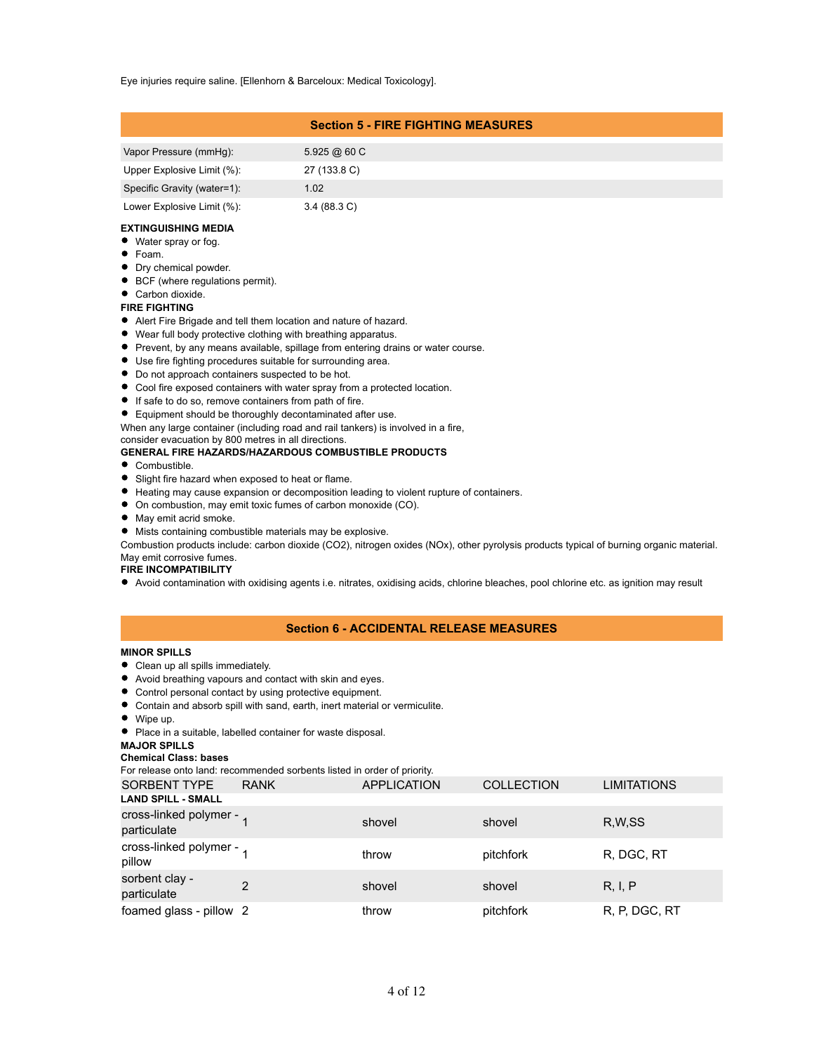Eye injuries require saline. [Ellenhorn & Barceloux: Medical Toxicology].

## Section 5 - FIRE FIGHTING MEASURES

| | |
|---|---|
| Vapor Pressure (mmHg): | 5.925 @ 60 C |
| Upper Explosive Limit (%): | 27 (133.8 C) |
| Specific Gravity (water=1): | 1.02 |
| Lower Explosive Limit (%): | 3.4 (88.3 C) |

**EXTINGUISHING MEDIA**

- Water spray or fog.
- Foam.
- Dry chemical powder.
- BCF (where regulations permit).
- Carbon dioxide.

**FIRE FIGHTING**

- Alert Fire Brigade and tell them location and nature of hazard.
- Wear full body protective clothing with breathing apparatus.
- Prevent, by any means available, spillage from entering drains or water course.
- Use fire fighting procedures suitable for surrounding area.
- Do not approach containers suspected to be hot.
- Cool fire exposed containers with water spray from a protected location.
- If safe to do so, remove containers from path of fire.
- Equipment should be thoroughly decontaminated after use.

When any large container (including road and rail tankers) is involved in a fire, consider evacuation by 800 metres in all directions.

**GENERAL FIRE HAZARDS/HAZARDOUS COMBUSTIBLE PRODUCTS**

- Combustible.
- Slight fire hazard when exposed to heat or flame.
- Heating may cause expansion or decomposition leading to violent rupture of containers.
- On combustion, may emit toxic fumes of carbon monoxide (CO).
- May emit acrid smoke.
- Mists containing combustible materials may be explosive.

Combustion products include: carbon dioxide ($CO_2$), nitrogen oxides (NOx), other pyrolysis products typical of burning organic material. May emit corrosive fumes.

**FIRE INCOMPATIBILITY**

- Avoid contamination with oxidising agents i.e. nitrates, oxidising acids, chlorine bleaches, pool chlorine etc. as ignition may result

## Section 6 - ACCIDENTAL RELEASE MEASURES

**MINOR SPILLS**

- Clean up all spills immediately.
- Avoid breathing vapours and contact with skin and eyes.
- Control personal contact by using protective equipment.
- Contain and absorb spill with sand, earth, inert material or vermiculite.
- Wipe up.
- Place in a suitable, labelled container for waste disposal.

**MAJOR SPILLS**

**Chemical Class: bases**

For release onto land: recommended sorbents listed in order of priority.

| SORBENT TYPE | RANK | APPLICATION | COLLECTION | LIMITATIONS |
|---|---|---|---|---|
| **LAND SPILL - SMALL** | | | | |
| cross-linked polymer - particulate | 1 | shovel | shovel | R,W,SS |
| cross-linked polymer - pillow | 1 | throw | pitchfork | R, DGC, RT |
| sorbent clay - particulate | 2 | shovel | shovel | R, I, P |
| foamed glass - pillow | 2 | throw | pitchfork | R, P, DGC, RT |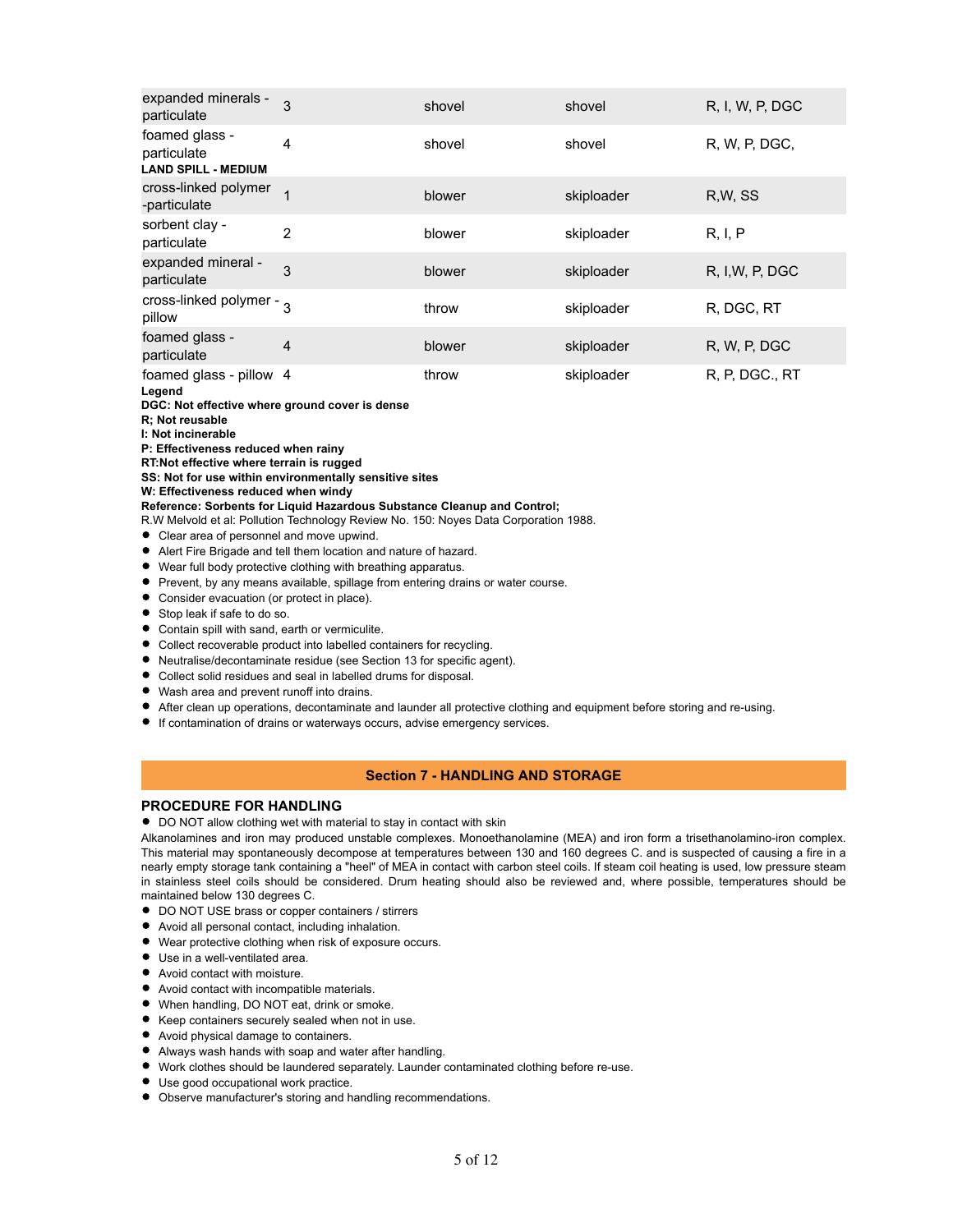| | | | | |
|---|---|---|---|---|
| expanded minerals - particulate | 3 | shovel | shovel | R, I, W, P, DGC |
| foamed glass - particulate | 4 | shovel | shovel | R, W, P, DGC, |
| **LAND SPILL - MEDIUM** | | | | |
| cross-linked polymer -particulate | 1 | blower | skiploader | R,W, SS |
| sorbent clay - particulate | 2 | blower | skiploader | R, I, P |
| expanded mineral - particulate | 3 | blower | skiploader | R, I,W, P, DGC |
| cross-linked polymer - pillow | 3 | throw | skiploader | R, DGC, RT |
| foamed glass - particulate | 4 | blower | skiploader | R, W, P, DGC |
| foamed glass - pillow | 4 | throw | skiploader | R, P, DGC., RT |

**Legend**
**DGC: Not effective where ground cover is dense**
**R; Not reusable**
**I: Not incinerable**
**P: Effectiveness reduced when rainy**
**RT:Not effective where terrain is rugged**
**SS: Not for use within environmentally sensitive sites**
**W: Effectiveness reduced when windy**
**Reference: Sorbents for Liquid Hazardous Substance Cleanup and Control;**
R.W Melvold et al: Pollution Technology Review No. 150: Noyes Data Corporation 1988.

- Clear area of personnel and move upwind.
- Alert Fire Brigade and tell them location and nature of hazard.
- Wear full body protective clothing with breathing apparatus.
- Prevent, by any means available, spillage from entering drains or water course.
- Consider evacuation (or protect in place).
- Stop leak if safe to do so.
- Contain spill with sand, earth or vermiculite.
- Collect recoverable product into labelled containers for recycling.
- Neutralise/decontaminate residue (see Section 13 for specific agent).
- Collect solid residues and seal in labelled drums for disposal.
- Wash area and prevent runoff into drains.
- After clean up operations, decontaminate and launder all protective clothing and equipment before storing and re-using.
- If contamination of drains or waterways occurs, advise emergency services.

## Section 7 - HANDLING AND STORAGE

### PROCEDURE FOR HANDLING

- DO NOT allow clothing wet with material to stay in contact with skin

Alkanolamines and iron may produced unstable complexes. Monoethanolamine (MEA) and iron form a trisethanolamino-iron complex. This material may spontaneously decompose at temperatures between 130 and 160 degrees C. and is suspected of causing a fire in a nearly empty storage tank containing a "heel" of MEA in contact with carbon steel coils. If steam coil heating is used, low pressure steam in stainless steel coils should be considered. Drum heating should also be reviewed and, where possible, temperatures should be maintained below 130 degrees C.

- DO NOT USE brass or copper containers / stirrers
- Avoid all personal contact, including inhalation.
- Wear protective clothing when risk of exposure occurs.
- Use in a well-ventilated area.
- Avoid contact with moisture.
- Avoid contact with incompatible materials.
- When handling, DO NOT eat, drink or smoke.
- Keep containers securely sealed when not in use.
- Avoid physical damage to containers.
- Always wash hands with soap and water after handling.
- Work clothes should be laundered separately. Launder contaminated clothing before re-use.
- Use good occupational work practice.
- Observe manufacturer's storing and handling recommendations.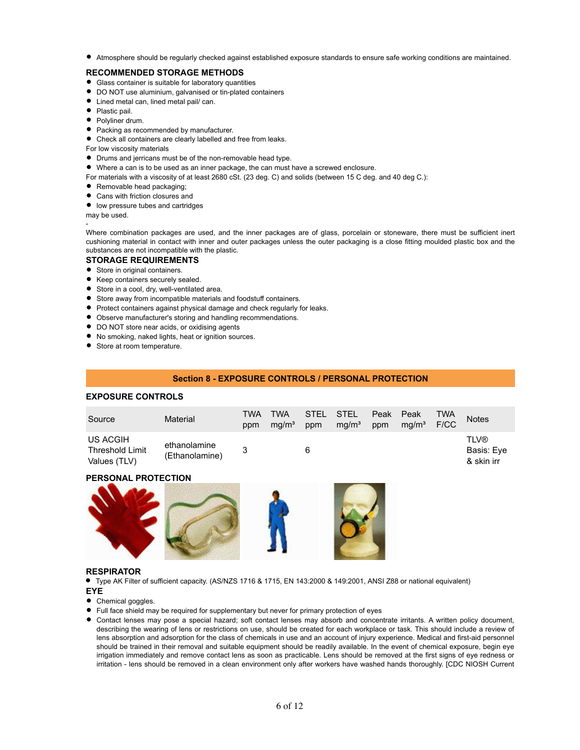- Atmosphere should be regularly checked against established exposure standards to ensure safe working conditions are maintained.

### RECOMMENDED STORAGE METHODS

- Glass container is suitable for laboratory quantities
- DO NOT use aluminium, galvanised or tin-plated containers
- Lined metal can, lined metal pail/ can.
- Plastic pail.
- Polyliner drum.
- Packing as recommended by manufacturer.
- Check all containers are clearly labelled and free from leaks.

For low viscosity materials

- Drums and jerricans must be of the non-removable head type.
- Where a can is to be used as an inner package, the can must have a screwed enclosure.

For materials with a viscosity of at least 2680 cSt. (23 deg. C) and solids (between 15 C deg. and 40 deg C.):

- Removable head packaging;
- Cans with friction closures and
- low pressure tubes and cartridges

may be used.

-

Where combination packages are used, and the inner packages are of glass, porcelain or stoneware, there must be sufficient inert cushioning material in contact with inner and outer packages unless the outer packaging is a close fitting moulded plastic box and the substances are not incompatible with the plastic.

### STORAGE REQUIREMENTS

- Store in original containers.
- Keep containers securely sealed.
- Store in a cool, dry, well-ventilated area.
- Store away from incompatible materials and foodstuff containers.
- Protect containers against physical damage and check regularly for leaks.
- Observe manufacturer's storing and handling recommendations.
- DO NOT store near acids, or oxidising agents
- No smoking, naked lights, heat or ignition sources.
- Store at room temperature.

## Section 8 - EXPOSURE CONTROLS / PERSONAL PROTECTION

### EXPOSURE CONTROLS

| Source | Material | TWA ppm | TWA mg/m³ | STEL ppm | STEL mg/m³ | Peak ppm | Peak mg/m³ | TWA F/CC | Notes |
|---|---|---|---|---|---|---|---|---|---|
| US ACGIH Threshold Limit Values (TLV) | ethanolamine (Ethanolamine) | 3 | | 6 | | | | | TLV® Basis: Eye & skin irr |

### PERSONAL PROTECTION

### RESPIRATOR

- Type AK Filter of sufficient capacity. (AS/NZS 1716 & 1715, EN 143:2000 & 149:2001, ANSI Z88 or national equivalent)

### EYE

- Chemical goggles.
- Full face shield may be required for supplementary but never for primary protection of eyes
- Contact lenses may pose a special hazard; soft contact lenses may absorb and concentrate irritants. A written policy document, describing the wearing of lens or restrictions on use, should be created for each workplace or task. This should include a review of lens absorption and adsorption for the class of chemicals in use and an account of injury experience. Medical and first-aid personnel should be trained in their removal and suitable equipment should be readily available. In the event of chemical exposure, begin eye irrigation immediately and remove contact lens as soon as practicable. Lens should be removed at the first signs of eye redness or irritation - lens should be removed in a clean environment only after workers have washed hands thoroughly. [CDC NIOSH Current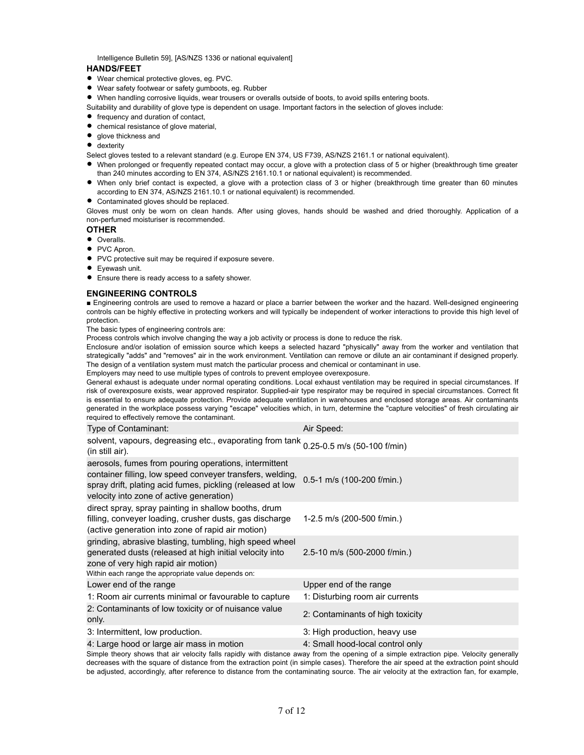Intelligence Bulletin 59], [AS/NZS 1336 or national equivalent]

### HANDS/FEET

- Wear chemical protective gloves, eg. PVC.
- Wear safety footwear or safety gumboots, eg. Rubber
- When handling corrosive liquids, wear trousers or overalls outside of boots, to avoid spills entering boots.

Suitability and durability of glove type is dependent on usage. Important factors in the selection of gloves include:

- frequency and duration of contact,
- chemical resistance of glove material,
- glove thickness and
- dexterity

Select gloves tested to a relevant standard (e.g. Europe EN 374, US F739, AS/NZS 2161.1 or national equivalent).

- When prolonged or frequently repeated contact may occur, a glove with a protection class of 5 or higher (breakthrough time greater than 240 minutes according to EN 374, AS/NZS 2161.10.1 or national equivalent) is recommended.
- When only brief contact is expected, a glove with a protection class of 3 or higher (breakthrough time greater than 60 minutes according to EN 374, AS/NZS 2161.10.1 or national equivalent) is recommended.
- Contaminated gloves should be replaced.

Gloves must only be worn on clean hands. After using gloves, hands should be washed and dried thoroughly. Application of a non-perfumed moisturiser is recommended.

### OTHER

- Overalls.
- PVC Apron.
- PVC protective suit may be required if exposure severe.
- Eyewash unit.
- Ensure there is ready access to a safety shower.

### ENGINEERING CONTROLS

■ Engineering controls are used to remove a hazard or place a barrier between the worker and the hazard. Well-designed engineering controls can be highly effective in protecting workers and will typically be independent of worker interactions to provide this high level of protection.

The basic types of engineering controls are:

Process controls which involve changing the way a job activity or process is done to reduce the risk.

Enclosure and/or isolation of emission source which keeps a selected hazard "physically" away from the worker and ventilation that strategically "adds" and "removes" air in the work environment. Ventilation can remove or dilute an air contaminant if designed properly. The design of a ventilation system must match the particular process and chemical or contaminant in use.

Employers may need to use multiple types of controls to prevent employee overexposure.

General exhaust is adequate under normal operating conditions. Local exhaust ventilation may be required in special circumstances. If risk of overexposure exists, wear approved respirator. Supplied-air type respirator may be required in special circumstances. Correct fit is essential to ensure adequate protection. Provide adequate ventilation in warehouses and enclosed storage areas. Air contaminants generated in the workplace possess varying "escape" velocities which, in turn, determine the "capture velocities" of fresh circulating air required to effectively remove the contaminant.

| Type of Contaminant: | Air Speed: |
|---|---|
| solvent, vapours, degreasing etc., evaporating from tank (in still air). | 0.25-0.5 m/s (50-100 f/min) |
| aerosols, fumes from pouring operations, intermittent container filling, low speed conveyer transfers, welding, spray drift, plating acid fumes, pickling (released at low velocity into zone of active generation) | 0.5-1 m/s (100-200 f/min.) |
| direct spray, spray painting in shallow booths, drum filling, conveyer loading, crusher dusts, gas discharge (active generation into zone of rapid air motion) | 1-2.5 m/s (200-500 f/min.) |
| grinding, abrasive blasting, tumbling, high speed wheel generated dusts (released at high initial velocity into zone of very high rapid air motion) | 2.5-10 m/s (500-2000 f/min.) |

Within each range the appropriate value depends on:

| Lower end of the range | Upper end of the range |
|---|---|
| 1: Room air currents minimal or favourable to capture | 1: Disturbing room air currents |
| 2: Contaminants of low toxicity or of nuisance value only. | 2: Contaminants of high toxicity |
| 3: Intermittent, low production. | 3: High production, heavy use |
| 4: Large hood or large air mass in motion | 4: Small hood-local control only |

Simple theory shows that air velocity falls rapidly with distance away from the opening of a simple extraction pipe. Velocity generally decreases with the square of distance from the extraction point (in simple cases). Therefore the air speed at the extraction point should be adjusted, accordingly, after reference to distance from the contaminating source. The air velocity at the extraction fan, for example,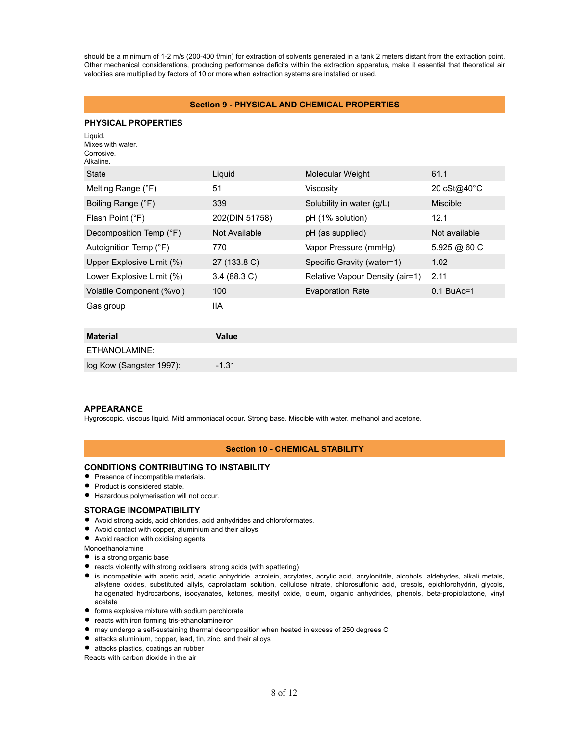should be a minimum of 1-2 m/s (200-400 f/min) for extraction of solvents generated in a tank 2 meters distant from the extraction point. Other mechanical considerations, producing performance deficits within the extraction apparatus, make it essential that theoretical air velocities are multiplied by factors of 10 or more when extraction systems are installed or used.

## Section 9 - PHYSICAL AND CHEMICAL PROPERTIES

### PHYSICAL PROPERTIES

Liquid.
Mixes with water.
Corrosive.
Alkaline.

| | | | |
|---|---|---|---|
| State | Liquid | Molecular Weight | 61.1 |
| Melting Range (°F) | 51 | Viscosity | 20 cSt@40°C |
| Boiling Range (°F) | 339 | Solubility in water (g/L) | Miscible |
| Flash Point (°F) | 202(DIN 51758) | pH (1% solution) | 12.1 |
| Decomposition Temp (°F) | Not Available | pH (as supplied) | Not available |
| Autoignition Temp (°F) | 770 | Vapor Pressure (mmHg) | 5.925 @ 60 C |
| Upper Explosive Limit (%) | 27 (133.8 C) | Specific Gravity (water=1) | 1.02 |
| Lower Explosive Limit (%) | 3.4 (88.3 C) | Relative Vapour Density (air=1) | 2.11 |
| Volatile Component (%vol) | 100 | Evaporation Rate | 0.1 BuAc=1 |
| Gas group | IIA | | |

| Material | Value |
|---|---|
| ETHANOLAMINE: | |
| log Kow (Sangster 1997): | -1.31 |

### APPEARANCE

Hygroscopic, viscous liquid. Mild ammoniacal odour. Strong base. Miscible with water, methanol and acetone.

## Section 10 - CHEMICAL STABILITY

### CONDITIONS CONTRIBUTING TO INSTABILITY

- Presence of incompatible materials.
- Product is considered stable.
- Hazardous polymerisation will not occur.

### STORAGE INCOMPATIBILITY

- Avoid strong acids, acid chlorides, acid anhydrides and chloroformates.
- Avoid contact with copper, aluminium and their alloys.
- Avoid reaction with oxidising agents

Monoethanolamine

- is a strong organic base
- reacts violently with strong oxidisers, strong acids (with spattering)
- is incompatible with acetic acid, acetic anhydride, acrolein, acrylates, acrylic acid, acrylonitrile, alcohols, aldehydes, alkali metals, alkylene oxides, substituted allyls, caprolactam solution, cellulose nitrate, chlorosulfonic acid, cresols, epichlorohydrin, glycols, halogenated hydrocarbons, isocyanates, ketones, mesityl oxide, oleum, organic anhydrides, phenols, beta-propiolactone, vinyl acetate
- forms explosive mixture with sodium perchlorate
- reacts with iron forming tris-ethanolamineiron
- may undergo a self-sustaining thermal decomposition when heated in excess of 250 degrees C
- attacks aluminium, copper, lead, tin, zinc, and their alloys
- attacks plastics, coatings an rubber

Reacts with carbon dioxide in the air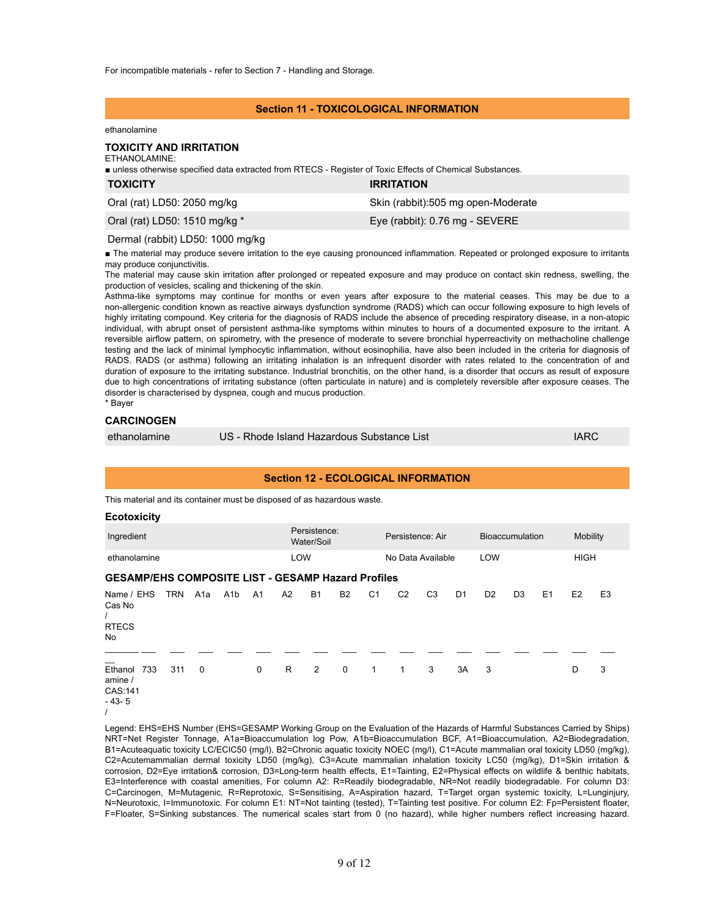For incompatible materials - refer to Section 7 - Handling and Storage.

## Section 11 - TOXICOLOGICAL INFORMATION

ethanolamine

### TOXICITY AND IRRITATION

ETHANOLAMINE:

■ unless otherwise specified data extracted from RTECS - Register of Toxic Effects of Chemical Substances.

| TOXICITY | IRRITATION |
|---|---|
| Oral (rat) LD50: 2050 mg/kg | Skin (rabbit):505 mg open-Moderate |
| Oral (rat) LD50: 1510 mg/kg * | Eye (rabbit): 0.76 mg - SEVERE |
| Dermal (rabbit) LD50: 1000 mg/kg | |

■ The material may produce severe irritation to the eye causing pronounced inflammation. Repeated or prolonged exposure to irritants may produce conjunctivitis.

The material may cause skin irritation after prolonged or repeated exposure and may produce on contact skin redness, swelling, the production of vesicles, scaling and thickening of the skin.

Asthma-like symptoms may continue for months or even years after exposure to the material ceases. This may be due to a non-allergenic condition known as reactive airways dysfunction syndrome (RADS) which can occur following exposure to high levels of highly irritating compound. Key criteria for the diagnosis of RADS include the absence of preceding respiratory disease, in a non-atopic individual, with abrupt onset of persistent asthma-like symptoms within minutes to hours of a documented exposure to the irritant. A reversible airflow pattern, on spirometry, with the presence of moderate to severe bronchial hyperreactivity on methacholine challenge testing and the lack of minimal lymphocytic inflammation, without eosinophilia, have also been included in the criteria for diagnosis of RADS. RADS (or asthma) following an irritating inhalation is an infrequent disorder with rates related to the concentration of and duration of exposure to the irritating substance. Industrial bronchitis, on the other hand, is a disorder that occurs as result of exposure due to high concentrations of irritating substance (often particulate in nature) and is completely reversible after exposure ceases. The disorder is characterised by dyspnea, cough and mucus production.

* Bayer

### CARCINOGEN

| | | |
|---|---|---|
| ethanolamine | US - Rhode Island Hazardous Substance List | IARC |

## Section 12 - ECOLOGICAL INFORMATION

This material and its container must be disposed of as hazardous waste.

### Ecotoxicity

| Ingredient | Persistence: Water/Soil | Persistence: Air | Bioaccumulation | Mobility |
|---|---|---|---|---|
| ethanolamine | LOW | No Data Available | LOW | HIGH |

### GESAMP/EHS COMPOSITE LIST - GESAMP Hazard Profiles

| Name / Cas No / RTECS No | EHS | TRN | A1a | A1b | A1 | A2 | B1 | B2 | C1 | C2 | C3 | D1 | D2 | D3 | E1 | E2 | E3 |
|---|---|---|---|---|---|---|---|---|---|---|---|---|---|---|---|---|---|
| Ethanol amine / CAS:141 - 43- 5 / | 733 | 311 | 0 | | 0 | R | 2 | 0 | 1 | 1 | 3 | 3A | 3 | | | D | 3 |

Legend: EHS=EHS Number (EHS=GESAMP Working Group on the Evaluation of the Hazards of Harmful Substances Carried by Ships) NRT=Net Register Tonnage, A1a=Bioaccumulation log Pow, A1b=Bioaccumulation BCF, A1=Bioaccumulation, A2=Biodegradation, B1=Acuteaquatic toxicity LC/ECIC50 (mg/l), B2=Chronic aquatic toxicity NOEC (mg/l), C1=Acute mammalian oral toxicity LD50 (mg/kg), C2=Acutemammalian dermal toxicity LD50 (mg/kg), C3=Acute mammalian inhalation toxicity LC50 (mg/kg), D1=Skin irritation & corrosion, D2=Eye irritation& corrosion, D3=Long-term health effects, E1=Tainting, E2=Physical effects on wildlife & benthic habitats, E3=Interference with coastal amenities, For column A2: R=Readily biodegradable, NR=Not readily biodegradable. For column D3: C=Carcinogen, M=Mutagenic, R=Reprotoxic, S=Sensitising, A=Aspiration hazard, T=Target organ systemic toxicity, L=Lunginjury, N=Neurotoxic, I=Immunotoxic. For column E1: NT=Not tainting (tested), T=Tainting test positive. For column E2: Fp=Persistent floater, F=Floater, S=Sinking substances. The numerical scales start from 0 (no hazard), while higher numbers reflect increasing hazard.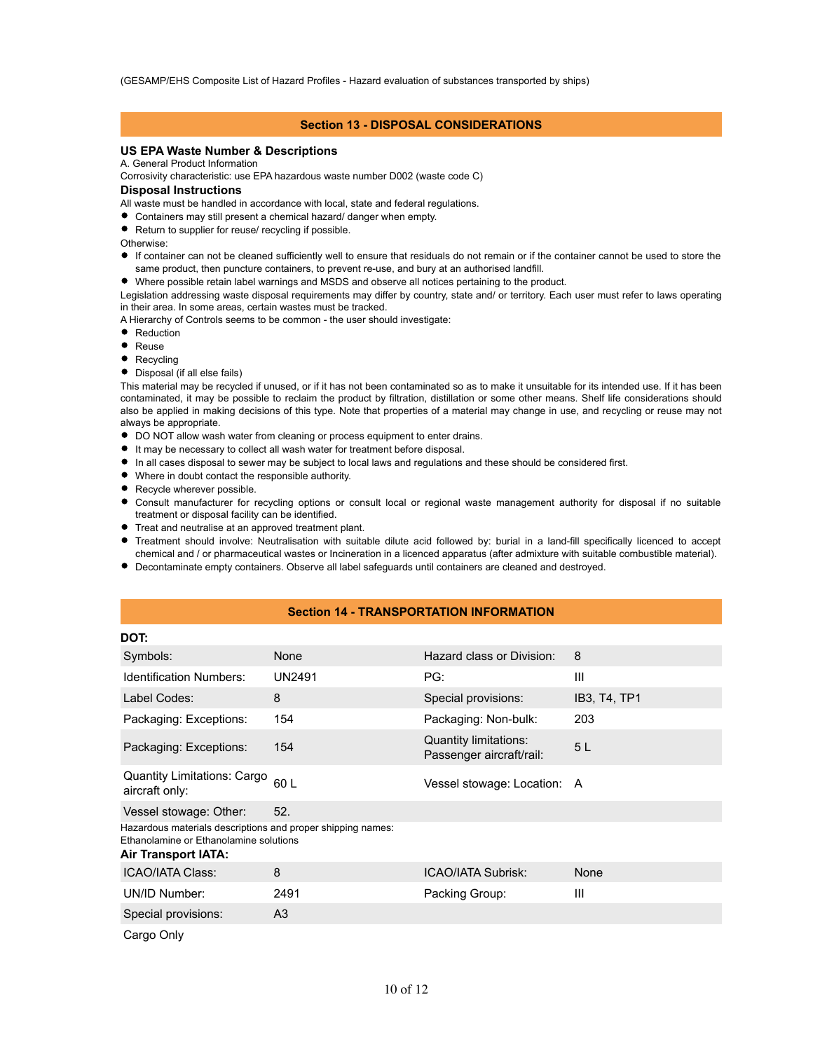(GESAMP/EHS Composite List of Hazard Profiles - Hazard evaluation of substances transported by ships)

## Section 13 - DISPOSAL CONSIDERATIONS

### US EPA Waste Number & Descriptions

A. General Product Information

Corrosivity characteristic: use EPA hazardous waste number D002 (waste code C)

### Disposal Instructions

All waste must be handled in accordance with local, state and federal regulations.

- Containers may still present a chemical hazard/ danger when empty.
- Return to supplier for reuse/ recycling if possible.

Otherwise:

- If container can not be cleaned sufficiently well to ensure that residuals do not remain or if the container cannot be used to store the same product, then puncture containers, to prevent re-use, and bury at an authorised landfill.
- Where possible retain label warnings and MSDS and observe all notices pertaining to the product.

Legislation addressing waste disposal requirements may differ by country, state and/ or territory. Each user must refer to laws operating in their area. In some areas, certain wastes must be tracked.

A Hierarchy of Controls seems to be common - the user should investigate:

- Reduction
- Reuse
- Recycling
- Disposal (if all else fails)

This material may be recycled if unused, or if it has not been contaminated so as to make it unsuitable for its intended use. If it has been contaminated, it may be possible to reclaim the product by filtration, distillation or some other means. Shelf life considerations should also be applied in making decisions of this type. Note that properties of a material may change in use, and recycling or reuse may not always be appropriate.

- DO NOT allow wash water from cleaning or process equipment to enter drains.
- It may be necessary to collect all wash water for treatment before disposal.
- In all cases disposal to sewer may be subject to local laws and regulations and these should be considered first.
- Where in doubt contact the responsible authority.
- Recycle wherever possible.
- Consult manufacturer for recycling options or consult local or regional waste management authority for disposal if no suitable treatment or disposal facility can be identified.
- Treat and neutralise at an approved treatment plant.
- Treatment should involve: Neutralisation with suitable dilute acid followed by: burial in a land-fill specifically licenced to accept chemical and / or pharmaceutical wastes or Incineration in a licenced apparatus (after admixture with suitable combustible material).
- Decontaminate empty containers. Observe all label safeguards until containers are cleaned and destroyed.

## Section 14 - TRANSPORTATION INFORMATION

### DOT:

| | | | |
|---|---|---|---|
| Symbols: | None | Hazard class or Division: | 8 |
| Identification Numbers: | UN2491 | PG: | III |
| Label Codes: | 8 | Special provisions: | IB3, T4, TP1 |
| Packaging: Exceptions: | 154 | Packaging: Non-bulk: | 203 |
| Packaging: Exceptions: | 154 | Quantity limitations: Passenger aircraft/rail: | 5 L |
| Quantity Limitations: Cargo aircraft only: | 60 L | Vessel stowage: Location: | A |
| Vessel stowage: Other: | 52. | | |

Hazardous materials descriptions and proper shipping names:
Ethanolamine or Ethanolamine solutions

### Air Transport IATA:

| | | | |
|---|---|---|---|
| ICAO/IATA Class: | 8 | ICAO/IATA Subrisk: | None |
| UN/ID Number: | 2491 | Packing Group: | III |
| Special provisions: | A3 | | |

Cargo Only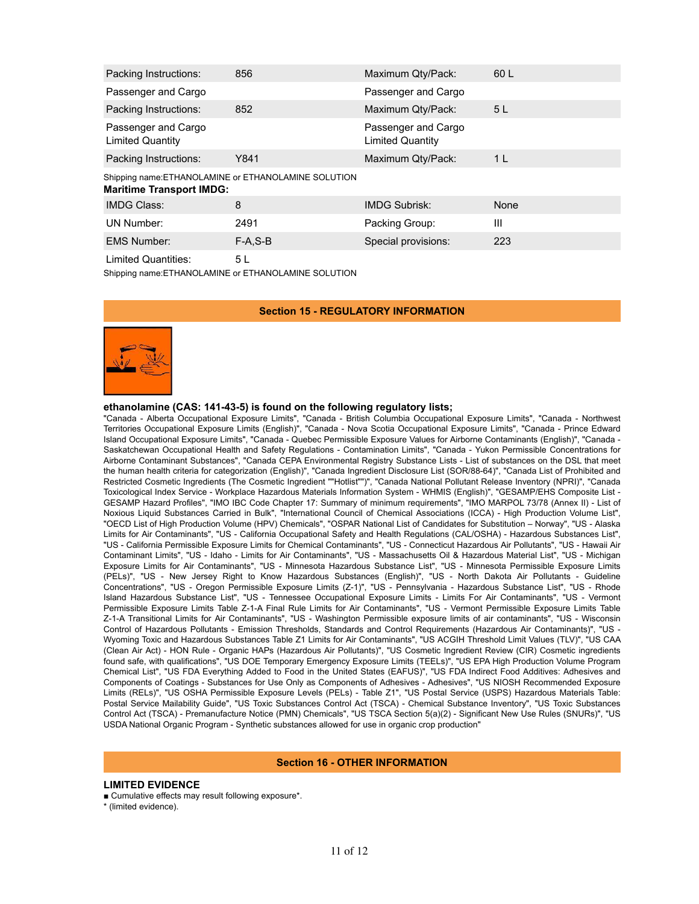| Packing Instructions: | 856 | Maximum Qty/Pack: | 60 L |
|---|---|---|---|
| Passenger and Cargo | | Passenger and Cargo | |
| Packing Instructions: | 852 | Maximum Qty/Pack: | 5 L |
| Passenger and Cargo Limited Quantity | | Passenger and Cargo Limited Quantity | |
| Packing Instructions: | Y841 | Maximum Qty/Pack: | 1 L |

Shipping name:ETHANOLAMINE or ETHANOLAMINE SOLUTION

**Maritime Transport IMDG:**

| IMDG Class: | 8 | IMDG Subrisk: | None |
|---|---|---|---|
| UN Number: | 2491 | Packing Group: | III |
| EMS Number: | F-A,S-B | Special provisions: | 223 |
| Limited Quantities: | 5 L | | |

Shipping name:ETHANOLAMINE or ETHANOLAMINE SOLUTION

## Section 15 - REGULATORY INFORMATION

**ethanolamine (CAS: 141-43-5) is found on the following regulatory lists;**

"Canada - Alberta Occupational Exposure Limits", "Canada - British Columbia Occupational Exposure Limits", "Canada - Northwest Territories Occupational Exposure Limits (English)", "Canada - Nova Scotia Occupational Exposure Limits", "Canada - Prince Edward Island Occupational Exposure Limits", "Canada - Quebec Permissible Exposure Values for Airborne Contaminants (English)", "Canada - Saskatchewan Occupational Health and Safety Regulations - Contamination Limits", "Canada - Yukon Permissible Concentrations for Airborne Contaminant Substances", "Canada CEPA Environmental Registry Substance Lists - List of substances on the DSL that meet the human health criteria for categorization (English)", "Canada Ingredient Disclosure List (SOR/88-64)", "Canada List of Prohibited and Restricted Cosmetic Ingredients (The Cosmetic Ingredient ""Hotlist"")", "Canada National Pollutant Release Inventory (NPRI)", "Canada Toxicological Index Service - Workplace Hazardous Materials Information System - WHMIS (English)", "GESAMP/EHS Composite List - GESAMP Hazard Profiles", "IMO IBC Code Chapter 17: Summary of minimum requirements", "IMO MARPOL 73/78 (Annex II) - List of Noxious Liquid Substances Carried in Bulk", "International Council of Chemical Associations (ICCA) - High Production Volume List", "OECD List of High Production Volume (HPV) Chemicals", "OSPAR National List of Candidates for Substitution – Norway", "US - Alaska Limits for Air Contaminants", "US - California Occupational Safety and Health Regulations (CAL/OSHA) - Hazardous Substances List", "US - California Permissible Exposure Limits for Chemical Contaminants", "US - Connecticut Hazardous Air Pollutants", "US - Hawaii Air Contaminant Limits", "US - Idaho - Limits for Air Contaminants", "US - Massachusetts Oil & Hazardous Material List", "US - Michigan Exposure Limits for Air Contaminants", "US - Minnesota Hazardous Substance List", "US - Minnesota Permissible Exposure Limits (PELs)", "US - New Jersey Right to Know Hazardous Substances (English)", "US - North Dakota Air Pollutants - Guideline Concentrations", "US - Oregon Permissible Exposure Limits (Z-1)", "US - Pennsylvania - Hazardous Substance List", "US - Rhode Island Hazardous Substance List", "US - Tennessee Occupational Exposure Limits - Limits For Air Contaminants", "US - Vermont Permissible Exposure Limits Table Z-1-A Final Rule Limits for Air Contaminants", "US - Vermont Permissible Exposure Limits Table Z-1-A Transitional Limits for Air Contaminants", "US - Washington Permissible exposure limits of air contaminants", "US - Wisconsin Control of Hazardous Pollutants - Emission Thresholds, Standards and Control Requirements (Hazardous Air Contaminants)", "US - Wyoming Toxic and Hazardous Substances Table Z1 Limits for Air Contaminants", "US ACGIH Threshold Limit Values (TLV)", "US CAA (Clean Air Act) - HON Rule - Organic HAPs (Hazardous Air Pollutants)", "US Cosmetic Ingredient Review (CIR) Cosmetic ingredients found safe, with qualifications", "US DOE Temporary Emergency Exposure Limits (TEELs)", "US EPA High Production Volume Program Chemical List", "US FDA Everything Added to Food in the United States (EAFUS)", "US FDA Indirect Food Additives: Adhesives and Components of Coatings - Substances for Use Only as Components of Adhesives - Adhesives", "US NIOSH Recommended Exposure Limits (RELs)", "US OSHA Permissible Exposure Levels (PELs) - Table Z1", "US Postal Service (USPS) Hazardous Materials Table: Postal Service Mailability Guide", "US Toxic Substances Control Act (TSCA) - Chemical Substance Inventory", "US Toxic Substances Control Act (TSCA) - Premanufacture Notice (PMN) Chemicals", "US TSCA Section 5(a)(2) - Significant New Use Rules (SNURs)", "US USDA National Organic Program - Synthetic substances allowed for use in organic crop production"

## Section 16 - OTHER INFORMATION

**LIMITED EVIDENCE**

- Cumulative effects may result following exposure*.

* (limited evidence).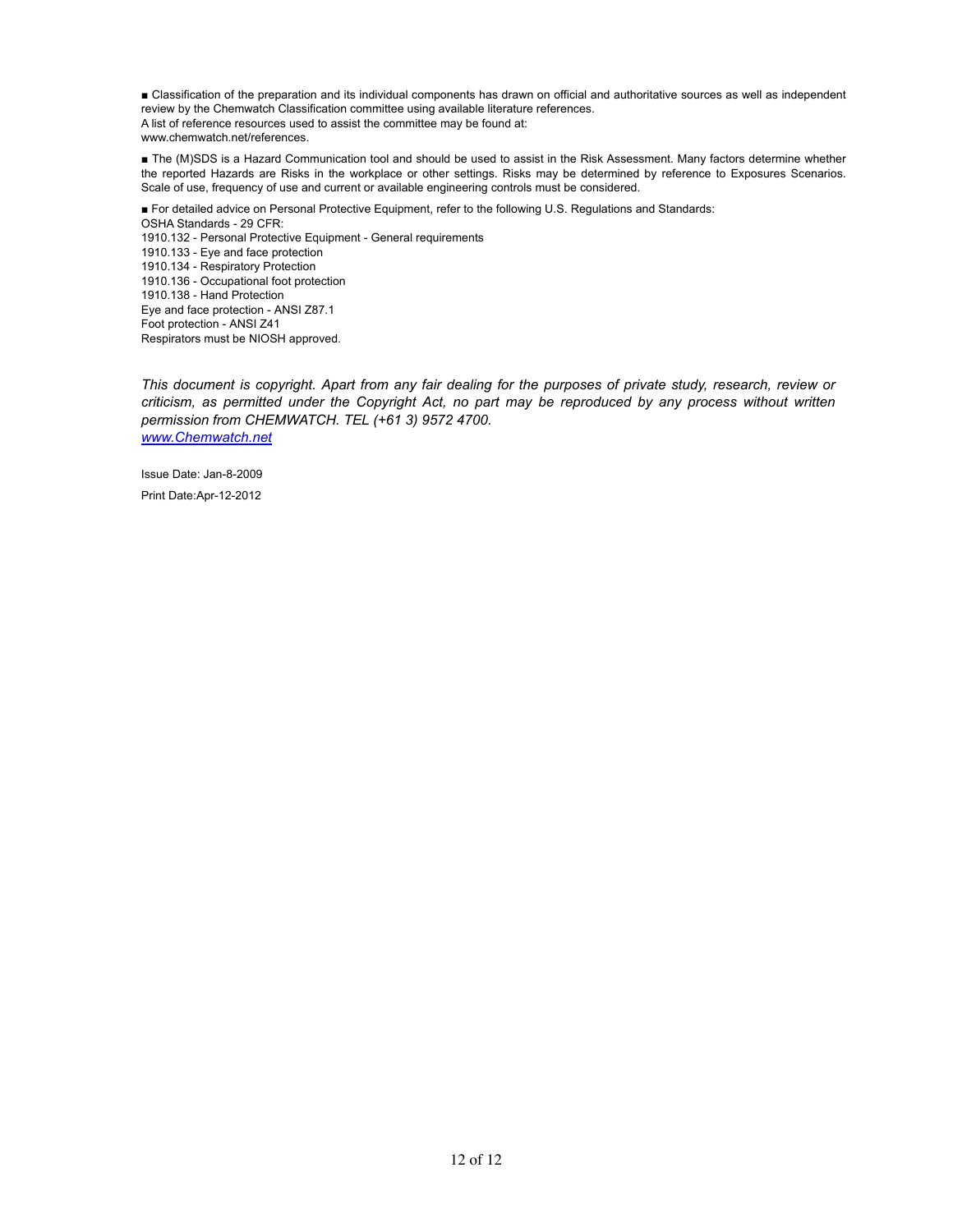■ Classification of the preparation and its individual components has drawn on official and authoritative sources as well as independent review by the Chemwatch Classification committee using available literature references.
A list of reference resources used to assist the committee may be found at:
www.chemwatch.net/references.

■ The (M)SDS is a Hazard Communication tool and should be used to assist in the Risk Assessment. Many factors determine whether the reported Hazards are Risks in the workplace or other settings. Risks may be determined by reference to Exposures Scenarios. Scale of use, frequency of use and current or available engineering controls must be considered.

■ For detailed advice on Personal Protective Equipment, refer to the following U.S. Regulations and Standards:
OSHA Standards - 29 CFR:
1910.132 - Personal Protective Equipment - General requirements
1910.133 - Eye and face protection
1910.134 - Respiratory Protection
1910.136 - Occupational foot protection
1910.138 - Hand Protection
Eye and face protection - ANSI Z87.1
Foot protection - ANSI Z41
Respirators must be NIOSH approved.

*This document is copyright. Apart from any fair dealing for the purposes of private study, research, review or criticism, as permitted under the Copyright Act, no part may be reproduced by any process without written permission from CHEMWATCH. TEL (+61 3) 9572 4700.*
*www.Chemwatch.net*

Issue Date: Jan-8-2009
Print Date:Apr-12-2012